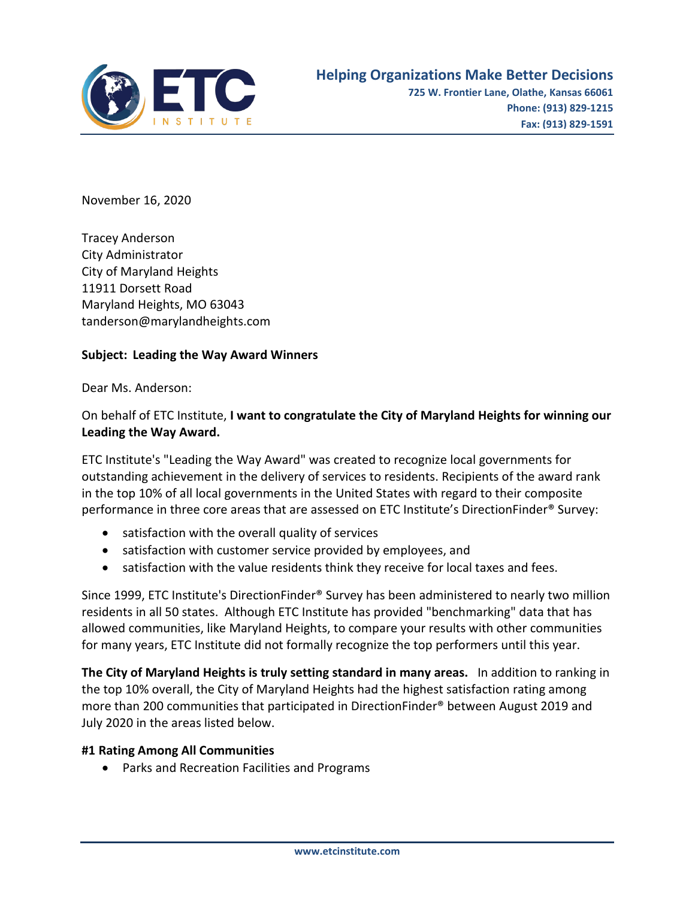**Helping Organizations Make Better Decisions**
**725 W. Frontier Lane, Olathe, Kansas 66061**
**Phone: (913) 829-1215**
**Fax: (913) 829-1591**

November 16, 2020

Tracey Anderson
City Administrator
City of Maryland Heights
11911 Dorsett Road
Maryland Heights, MO 63043
tanderson@marylandheights.com

**Subject: Leading the Way Award Winners**

Dear Ms. Anderson:

On behalf of ETC Institute, **I want to congratulate the City of Maryland Heights for winning our Leading the Way Award.**

ETC Institute's "Leading the Way Award" was created to recognize local governments for outstanding achievement in the delivery of services to residents. Recipients of the award rank in the top 10% of all local governments in the United States with regard to their composite performance in three core areas that are assessed on ETC Institute's DirectionFinder® Survey:

- satisfaction with the overall quality of services
- satisfaction with customer service provided by employees, and
- satisfaction with the value residents think they receive for local taxes and fees.

Since 1999, ETC Institute's DirectionFinder® Survey has been administered to nearly two million residents in all 50 states. Although ETC Institute has provided "benchmarking" data that has allowed communities, like Maryland Heights, to compare your results with other communities for many years, ETC Institute did not formally recognize the top performers until this year.

**The City of Maryland Heights is truly setting standard in many areas.** In addition to ranking in the top 10% overall, the City of Maryland Heights had the highest satisfaction rating among more than 200 communities that participated in DirectionFinder® between August 2019 and July 2020 in the areas listed below.

**#1 Rating Among All Communities**

- Parks and Recreation Facilities and Programs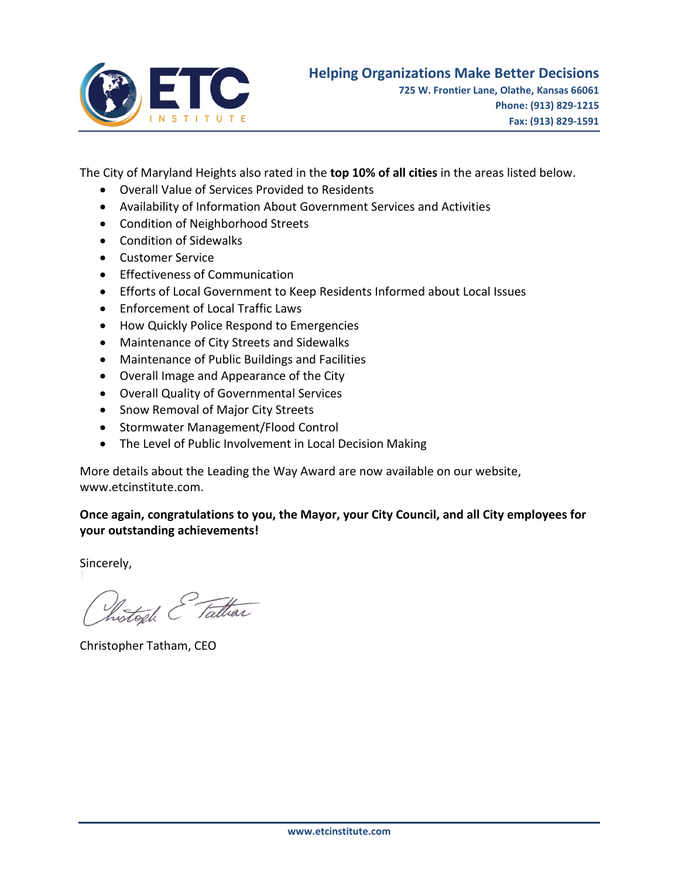The City of Maryland Heights also rated in the **top 10% of all cities** in the areas listed below.

- Overall Value of Services Provided to Residents
- Availability of Information About Government Services and Activities
- Condition of Neighborhood Streets
- Condition of Sidewalks
- Customer Service
- Effectiveness of Communication
- Efforts of Local Government to Keep Residents Informed about Local Issues
- Enforcement of Local Traffic Laws
- How Quickly Police Respond to Emergencies
- Maintenance of City Streets and Sidewalks
- Maintenance of Public Buildings and Facilities
- Overall Image and Appearance of the City
- Overall Quality of Governmental Services
- Snow Removal of Major City Streets
- Stormwater Management/Flood Control
- The Level of Public Involvement in Local Decision Making

More details about the Leading the Way Award are now available on our website, www.etcinstitute.com.

**Once again, congratulations to you, the Mayor, your City Council, and all City employees for your outstanding achievements!**

Sincerely,

Christopher Tatham, CEO